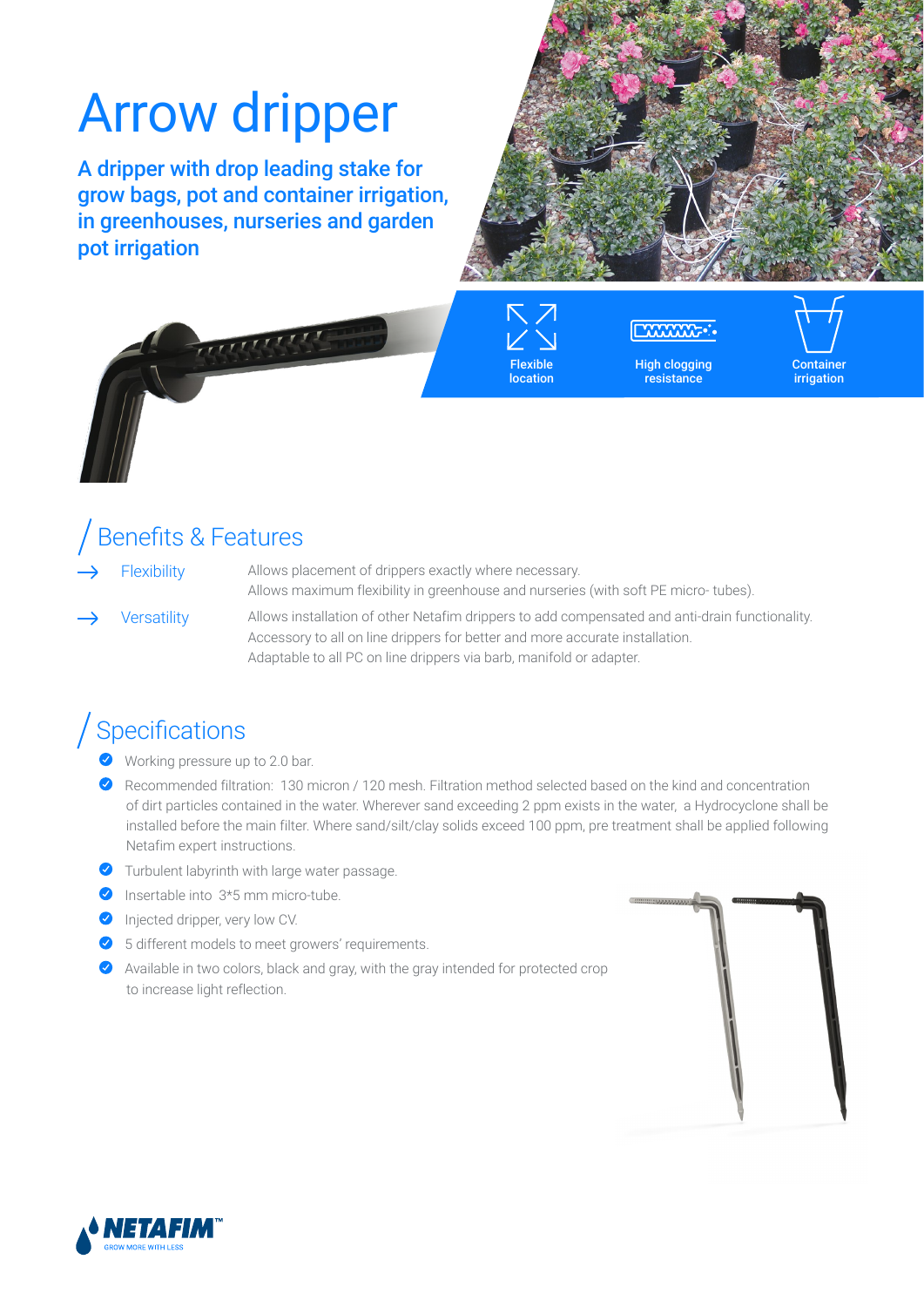# Arrow dripper

**A dripper with drop leading stake for grow bags, pot and container irrigation, in greenhouses, nurseries and garden pot irrigation**

Flexible location

High clogging resistance

Container irrigation

## Benefits & Features

→ **Flexibility**

Allows placement of drippers exactly where necessary.
Allows maximum flexibility in greenhouse and nurseries (with soft PE micro- tubes).

→ **Versatility**

Allows installation of other Netafim drippers to add compensated and anti-drain functionality.
Accessory to all on line drippers for better and more accurate installation.
Adaptable to all PC on line drippers via barb, manifold or adapter.

## Specifications

- Working pressure up to 2.0 bar.
- Recommended filtration: 130 micron / 120 mesh. Filtration method selected based on the kind and concentration of dirt particles contained in the water. Wherever sand exceeding 2 ppm exists in the water, a Hydrocyclone shall be installed before the main filter. Where sand/silt/clay solids exceed 100 ppm, pre treatment shall be applied following Netafim expert instructions.
- Turbulent labyrinth with large water passage.
- Insertable into 3*5 mm micro-tube.
- Injected dripper, very low CV.
- 5 different models to meet growers' requirements.
- Available in two colors, black and gray, with the gray intended for protected crop to increase light reflection.

NETAFIM™ GROW MORE WITH LESS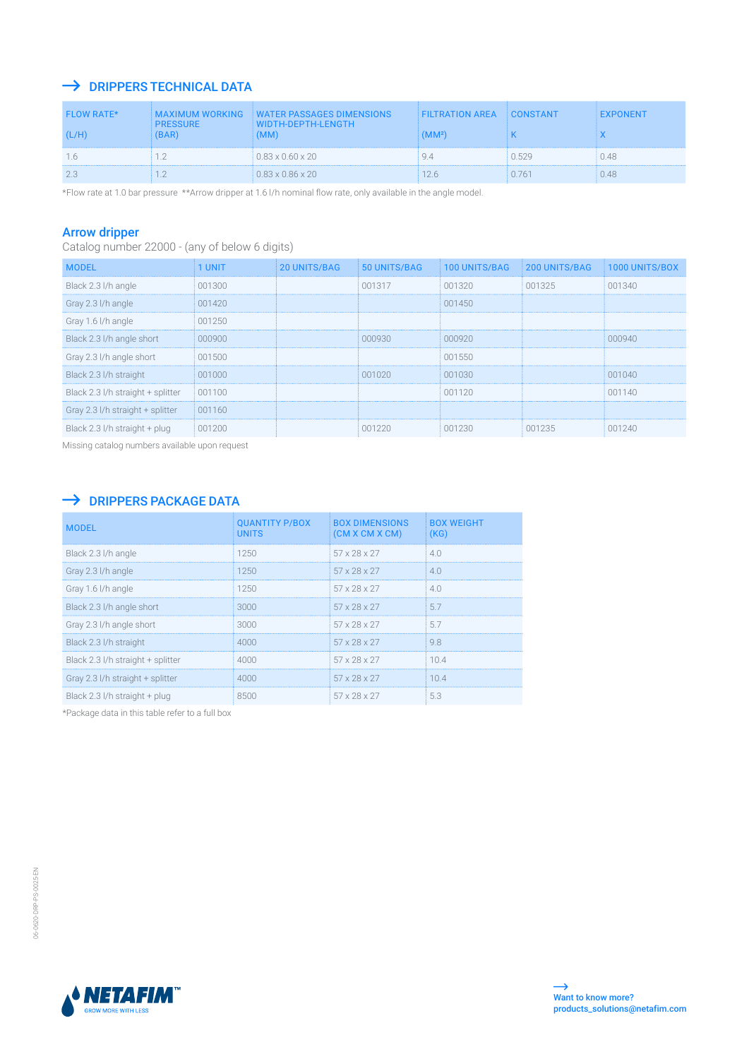## DRIPPERS TECHNICAL DATA

| FLOW RATE* (L/H) | MAXIMUM WORKING PRESSURE (BAR) | WATER PASSAGES DIMENSIONS WIDTH-DEPTH-LENGTH (MM) | FILTRATION AREA (MM²) | CONSTANT K | EXPONENT X |
|---|---|---|---|---|---|
| 1.6 | 1.2 | 0.83 x 0.60 x 20 | 9.4 | 0.529 | 0.48 |
| 2.3 | 1.2 | 0.83 x 0.86 x 20 | 12.6 | 0.761 | 0.48 |

*Flow rate at 1.0 bar pressure **Arrow dripper at 1.6 l/h nominal flow rate, only available in the angle model.

### Arrow dripper

Catalog number 22000 - (any of below 6 digits)

| MODEL | 1 UNIT | 20 UNITS/BAG | 50 UNITS/BAG | 100 UNITS/BAG | 200 UNITS/BAG | 1000 UNITS/BOX |
|---|---|---|---|---|---|---|
| Black 2.3 l/h angle | 001300 | | 001317 | 001320 | 001325 | 001340 |
| Gray 2.3 l/h angle | 001420 | | | 001450 | | |
| Gray 1.6 l/h angle | 001250 | | | | | |
| Black 2.3 l/h angle short | 000900 | | 000930 | 000920 | | 000940 |
| Gray 2.3 l/h angle short | 001500 | | | 001550 | | |
| Black 2.3 l/h straight | 001000 | | 001020 | 001030 | | 001040 |
| Black 2.3 l/h straight + splitter | 001100 | | | 001120 | | 001140 |
| Gray 2.3 l/h straight + splitter | 001160 | | | | | |
| Black 2.3 l/h straight + plug | 001200 | | 001220 | 001230 | 001235 | 001240 |

Missing catalog numbers available upon request

## DRIPPERS PACKAGE DATA

| MODEL | QUANTITY P/BOX UNITS | BOX DIMENSIONS (CM X CM X CM) | BOX WEIGHT (KG) |
|---|---|---|---|
| Black 2.3 l/h angle | 1250 | 57 x 28 x 27 | 4.0 |
| Gray 2.3 l/h angle | 1250 | 57 x 28 x 27 | 4.0 |
| Gray 1.6 l/h angle | 1250 | 57 x 28 x 27 | 4.0 |
| Black 2.3 l/h angle short | 3000 | 57 x 28 x 27 | 5.7 |
| Gray 2.3 l/h angle short | 3000 | 57 x 28 x 27 | 5.7 |
| Black 2.3 l/h straight | 4000 | 57 x 28 x 27 | 9.8 |
| Black 2.3 l/h straight + splitter | 4000 | 57 x 28 x 27 | 10.4 |
| Gray 2.3 l/h straight + splitter | 4000 | 57 x 28 x 27 | 10.4 |
| Black 2.3 l/h straight + plug | 8500 | 57 x 28 x 27 | 5.3 |

*Package data in this table refer to a full box

06-0620-DRP-PS-0025-EN

NETAFIM™ GROW MORE WITH LESS

Want to know more?
products_solutions@netafim.com